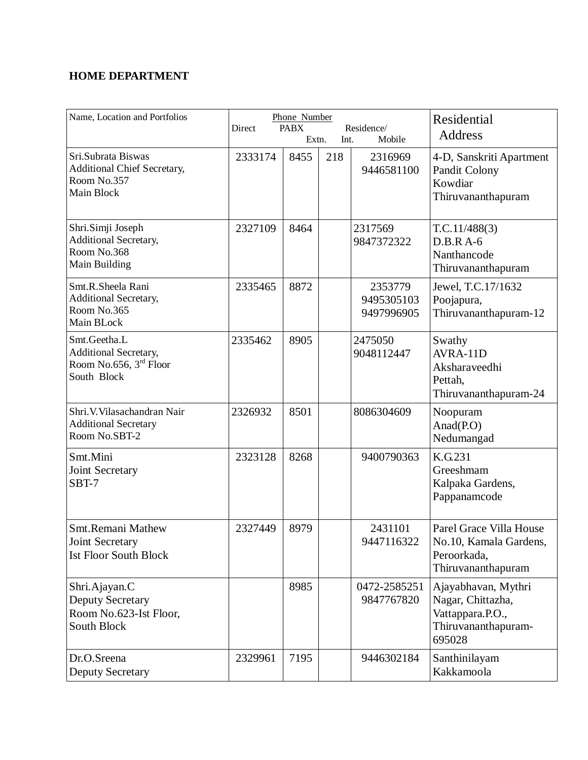**HOME DEPARTMENT**

| Name, Location and Portfolios | Phone Number | | | | Residential Address |
|---|---|---|---|---|---|
| | Direct | PABX Extn. | Int. | Residence/ Mobile | |
| Sri.Subrata Biswas<br>Additional Chief Secretary,<br>Room No.357<br>Main Block | 2333174 | 8455 | 218 | 2316969<br>9446581100 | 4-D, Sanskriti Apartment<br>Pandit Colony<br>Kowdiar<br>Thiruvananthapuram |
| Shri.Simji Joseph<br>Additional Secretary,<br>Room No.368<br>Main Building | 2327109 | 8464 | | 2317569<br>9847372322 | T.C.11/488(3)<br>D.B.R A-6<br>Nanthancode<br>Thiruvananthapuram |
| Smt.R.Sheela Rani<br>Additional Secretary,<br>Room No.365<br>Main BLock | 2335465 | 8872 | | 2353779<br>9495305103<br>9497996905 | Jewel, T.C.17/1632<br>Poojapura,<br>Thiruvananthapuram-12 |
| Smt.Geetha.L<br>Additional Secretary,<br>Room No.656, 3rd Floor<br>South Block | 2335462 | 8905 | | 2475050<br>9048112447 | Swathy<br>AVRA-11D<br>Aksharaveedhi<br>Pettah,<br>Thiruvananthapuram-24 |
| Shri.V.Vilasachandran Nair<br>Additional Secretary<br>Room No.SBT-2 | 2326932 | 8501 | | 8086304609 | Noopuram<br>Anad(P.O)<br>Nedumangad |
| Smt.Mini<br>Joint Secretary<br>SBT-7 | 2323128 | 8268 | | 9400790363 | K.G.231<br>Greeshmam<br>Kalpaka Gardens,<br>Pappanamcode |
| Smt.Remani Mathew<br>Joint Secretary<br>Ist Floor South Block | 2327449 | 8979 | | 2431101<br>9447116322 | Parel Grace Villa House<br>No.10, Kamala Gardens,<br>Peroorkada,<br>Thiruvananthapuram |
| Shri.Ajayan.C<br>Deputy Secretary<br>Room No.623-Ist Floor,<br>South Block | | 8985 | | 0472-2585251<br>9847767820 | Ajayabhavan, Mythri<br>Nagar, Chittazha,<br>Vattappara.P.O.,<br>Thiruvananthapuram-<br>695028 |
| Dr.O.Sreena<br>Deputy Secretary | 2329961 | 7195 | | 9446302184 | Santhinilayam<br>Kakkamoola |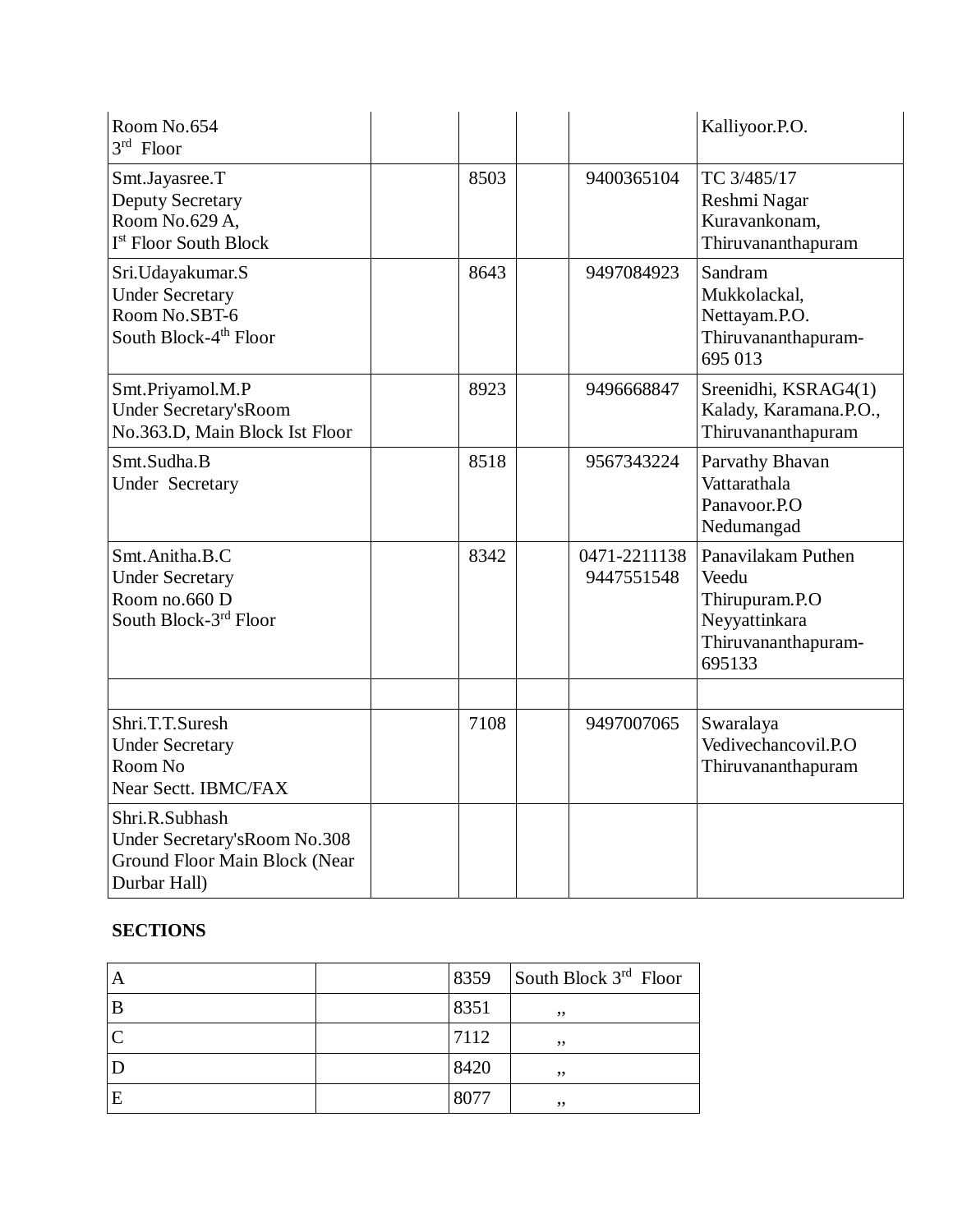| | | | | | |
|---|---|---|---|---|---|
| Room No.654<br>3rd Floor | | | | | Kalliyoor.P.O. |
| Smt.Jayasree.T<br>Deputy Secretary<br>Room No.629 A,<br>Ist Floor South Block | | 8503 | | 9400365104 | TC 3/485/17<br>Reshmi Nagar<br>Kuravankonam,<br>Thiruvananthapuram |
| Sri.Udayakumar.S<br>Under Secretary<br>Room No.SBT-6<br>South Block-4th Floor | | 8643 | | 9497084923 | Sandram<br>Mukkolackal,<br>Nettayam.P.O.<br>Thiruvananthapuram-695 013 |
| Smt.Priyamol.M.P<br>Under Secretary'sRoom No.363.D, Main Block Ist Floor | | 8923 | | 9496668847 | Sreenidhi, KSRAG4(1)<br>Kalady, Karamana.P.O.,<br>Thiruvananthapuram |
| Smt.Sudha.B<br>Under Secretary | | 8518 | | 9567343224 | Parvathy Bhavan<br>Vattarathala<br>Panavoor.P.O<br>Nedumangad |
| Smt.Anitha.B.C<br>Under Secretary<br>Room no.660 D<br>South Block-3rd Floor | | 8342 | | 0471-2211138<br>9447551548 | Panavilakam Puthen Veedu<br>Thirupuram.P.O<br>Neyyattinkara<br>Thiruvananthapuram-695133 |
| | | | | | |
| Shri.T.T.Suresh<br>Under Secretary<br>Room No<br>Near Sectt. IBMC/FAX | | 7108 | | 9497007065 | Swaralaya<br>Vedivechancovil.P.O<br>Thiruvananthapuram |
| Shri.R.Subhash<br>Under Secretary'sRoom No.308<br>Ground Floor Main Block (Near Durbar Hall) | | | | | |

**SECTIONS**

| | | | |
|---|---|---|---|
| A | | 8359 | South Block 3rd Floor |
| B | | 8351 | ,, |
| C | | 7112 | ,, |
| D | | 8420 | ,, |
| E | | 8077 | ,, |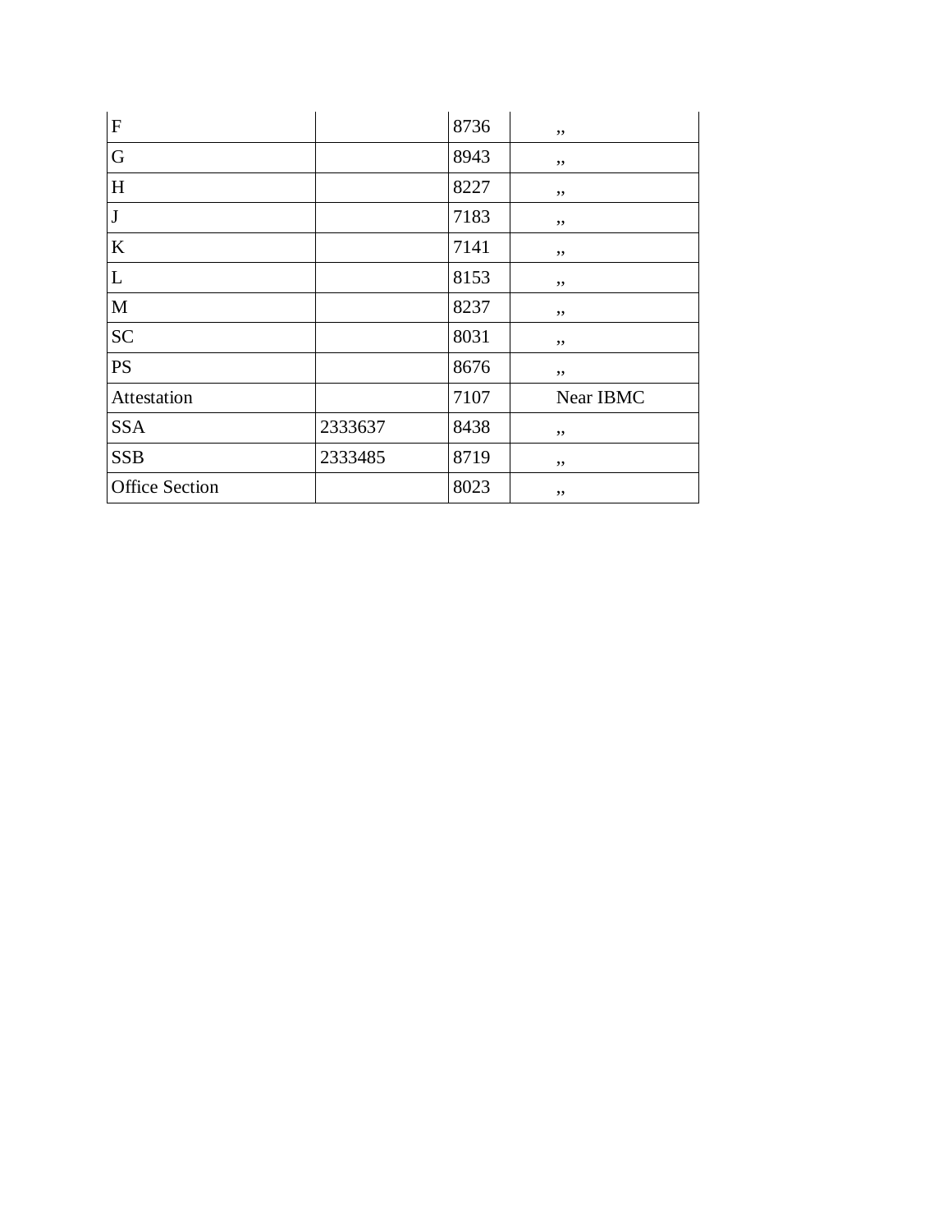| | | | |
|---|---|---|---|
| F | | 8736 | ,, |
| G | | 8943 | ,, |
| H | | 8227 | ,, |
| J | | 7183 | ,, |
| K | | 7141 | ,, |
| L | | 8153 | ,, |
| M | | 8237 | ,, |
| SC | | 8031 | ,, |
| PS | | 8676 | ,, |
| Attestation | | 7107 | Near IBMC |
| SSA | 2333637 | 8438 | ,, |
| SSB | 2333485 | 8719 | ,, |
| Office Section | | 8023 | ,, |